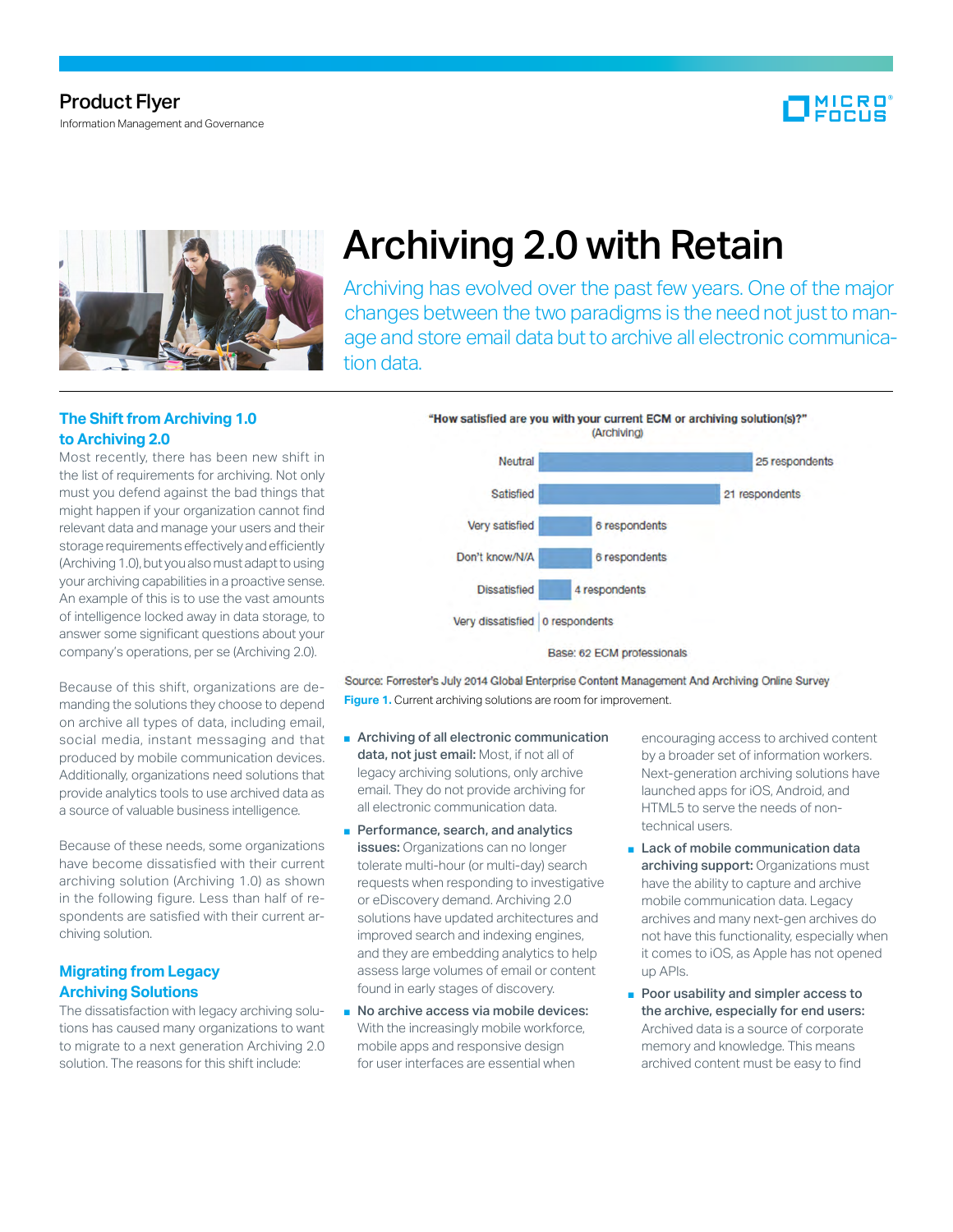Product Flyer

Information Management and Governance

# Archiving 2.0 with Retain

Archiving has evolved over the past few years. One of the major changes between the two paradigms is the need not just to manage and store email data but to archive all electronic communication data.

## The Shift from Archiving 1.0 to Archiving 2.0

Most recently, there has been new shift in the list of requirements for archiving. Not only must you defend against the bad things that might happen if your organization cannot find relevant data and manage your users and their storage requirements effectively and efficiently (Archiving 1.0), but you also must adapt to using your archiving capabilities in a proactive sense. An example of this is to use the vast amounts of intelligence locked away in data storage, to answer some significant questions about your company's operations, per se (Archiving 2.0).

Because of this shift, organizations are demanding the solutions they choose to depend on archive all types of data, including email, social media, instant messaging and that produced by mobile communication devices. Additionally, organizations need solutions that provide analytics tools to use archived data as a source of valuable business intelligence.

Because of these needs, some organizations have become dissatisfied with their current archiving solution (Archiving 1.0) as shown in the following figure. Less than half of respondents are satisfied with their current archiving solution.

"How satisfied are you with your current ECM or archiving solution(s)?" (Archiving)

| Response | Respondents |
|---|---|
| Neutral | 25 respondents |
| Satisfied | 21 respondents |
| Very satisfied | 6 respondents |
| Don't know/N/A | 6 respondents |
| Dissatisfied | 4 respondents |
| Very dissatisfied | 0 respondents |

Base: 62 ECM professionals

Source: Forrester's July 2014 Global Enterprise Content Management And Archiving Online Survey

**Figure 1.** Current archiving solutions are room for improvement.

## Migrating from Legacy Archiving Solutions

The dissatisfaction with legacy archiving solutions has caused many organizations to want to migrate to a next generation Archiving 2.0 solution. The reasons for this shift include:

- **Archiving of all electronic communication data, not just email:** Most, if not all of legacy archiving solutions, only archive email. They do not provide archiving for all electronic communication data.
- **Performance, search, and analytics issues:** Organizations can no longer tolerate multi-hour (or multi-day) search requests when responding to investigative or eDiscovery demand. Archiving 2.0 solutions have updated architectures and improved search and indexing engines, and they are embedding analytics to help assess large volumes of email or content found in early stages of discovery.
- **No archive access via mobile devices:** With the increasingly mobile workforce, mobile apps and responsive design for user interfaces are essential when encouraging access to archived content by a broader set of information workers. Next-generation archiving solutions have launched apps for iOS, Android, and HTML5 to serve the needs of non-technical users.
- **Lack of mobile communication data archiving support:** Organizations must have the ability to capture and archive mobile communication data. Legacy archives and many next-gen archives do not have this functionality, especially when it comes to iOS, as Apple has not opened up APIs.
- **Poor usability and simpler access to the archive, especially for end users:** Archived data is a source of corporate memory and knowledge. This means archived content must be easy to find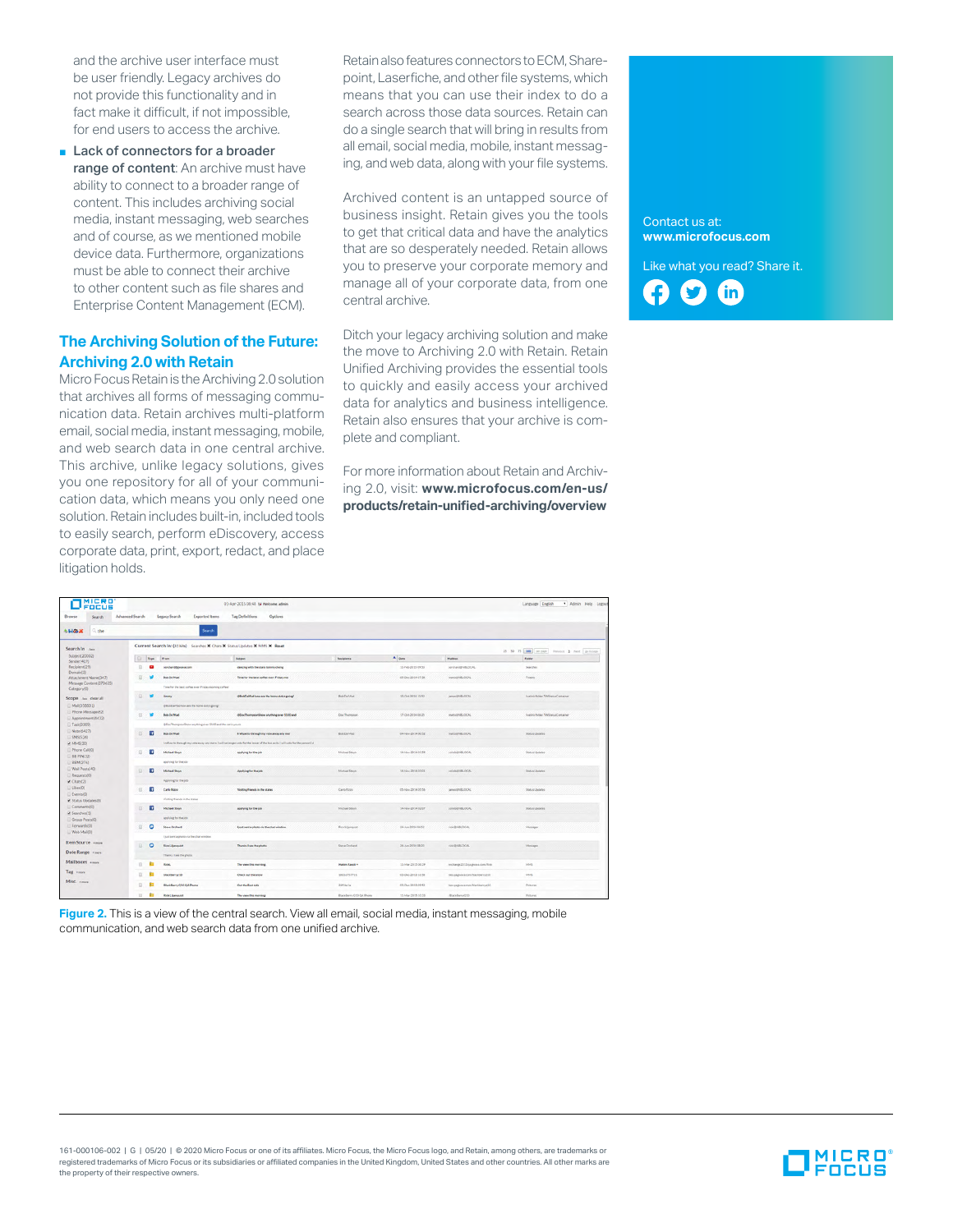and the archive user interface must be user friendly. Legacy archives do not provide this functionality and in fact make it difficult, if not impossible, for end users to access the archive.

- **Lack of connectors for a broader range of content**: An archive must have ability to connect to a broader range of content. This includes archiving social media, instant messaging, web searches and of course, as we mentioned mobile device data. Furthermore, organizations must be able to connect their archive to other content such as file shares and Enterprise Content Management (ECM).

## The Archiving Solution of the Future: Archiving 2.0 with Retain

Micro Focus Retain is the Archiving 2.0 solution that archives all forms of messaging communication data. Retain archives multi-platform email, social media, instant messaging, mobile, and web search data in one central archive. This archive, unlike legacy solutions, gives you one repository for all of your communication data, which means you only need one solution. Retain includes built-in, included tools to easily search, perform eDiscovery, access corporate data, print, export, redact, and place litigation holds.

Retain also features connectors to ECM, Sharepoint, Laserfiche, and other file systems, which means that you can use their index to do a search across those data sources. Retain can do a single search that will bring in results from all email, social media, mobile, instant messaging, and web data, along with your file systems.

Archived content is an untapped source of business insight. Retain gives you the tools to get that critical data and have the analytics that are so desperately needed. Retain allows you to preserve your corporate memory and manage all of your corporate data, from one central archive.

Ditch your legacy archiving solution and make the move to Archiving 2.0 with Retain. Retain Unified Archiving provides the essential tools to quickly and easily access your archived data for analytics and business intelligence. Retain also ensures that your archive is complete and compliant.

For more information about Retain and Archiving 2.0, visit: **www.microfocus.com/en-us/products/retain-unified-archiving/overview**

Contact us at:
**www.microfocus.com**

Like what you read? Share it.

**Figure 2.** This is a view of the central search. View all email, social media, instant messaging, mobile communication, and web search data from one unified archive.

161-000106-002 | G | 05/20 | © 2020 Micro Focus or one of its affiliates. Micro Focus, the Micro Focus logo, and Retain, among others, are trademarks or registered trademarks of Micro Focus or its subsidiaries or affiliated companies in the United Kingdom, United States and other countries. All other marks are the property of their respective owners.